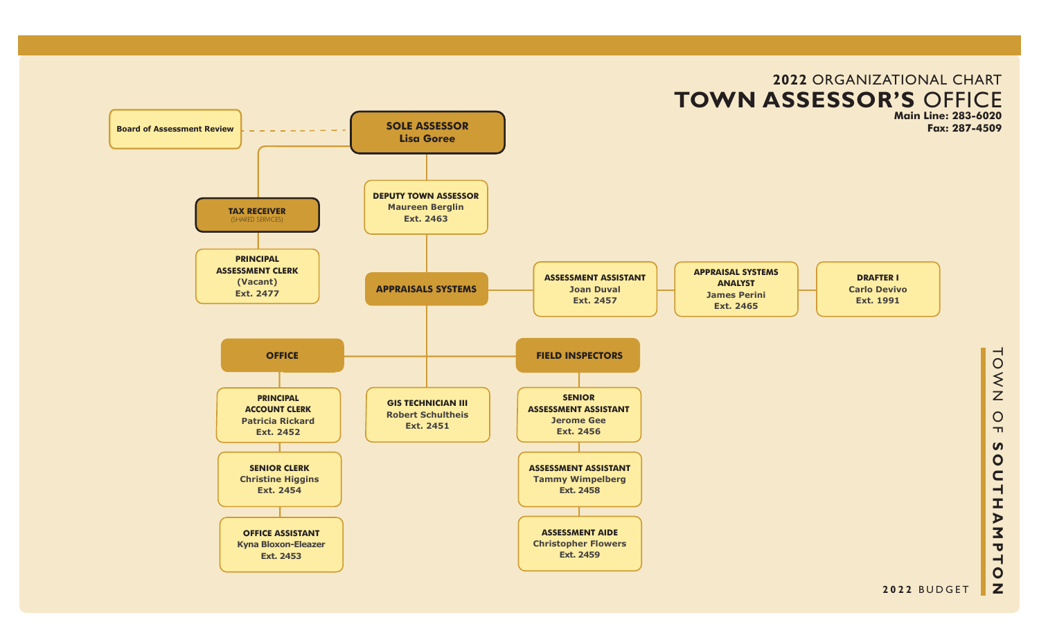# 2022 ORGANIZATIONAL CHART

## TOWN ASSESSOR'S OFFICE

**Main Line: 283-6020**
**Fax: 287-4509**

**SOLE ASSESSOR**
Lisa Goree

- Board of Assessment Review (dotted line to Sole Assessor)

**TAX RECEIVER**
(SHARED SERVICES)

- **PRINCIPAL ASSESSMENT CLERK**
  (Vacant)
  Ext. 2477

**DEPUTY TOWN ASSESSOR**
Maureen Berglin
Ext. 2463

**APPRAISALS SYSTEMS**

- **ASSESSMENT ASSISTANT**
  Joan Duval
  Ext. 2457
- **APPRAISAL SYSTEMS ANALYST**
  James Perini
  Ext. 2465
- **DRAFTER I**
  Carlo Devivo
  Ext. 1991
- **GIS TECHNICIAN III**
  Robert Schultheis
  Ext. 2451

**OFFICE**

- **PRINCIPAL ACCOUNT CLERK**
  Patricia Rickard
  Ext. 2452
- **SENIOR CLERK**
  Christine Higgins
  Ext. 2454
- **OFFICE ASSISTANT**
  Kyna Bloxon-Eleazer
  Ext. 2453

**FIELD INSPECTORS**

- **SENIOR ASSESSMENT ASSISTANT**
  Jerome Gee
  Ext. 2456
- **ASSESSMENT ASSISTANT**
  Tammy Wimpelberg
  Ext. 2458
- **ASSESSMENT AIDE**
  Christopher Flowers
  Ext. 2459

TOWN OF SOUTHAMPTON

2022 BUDGET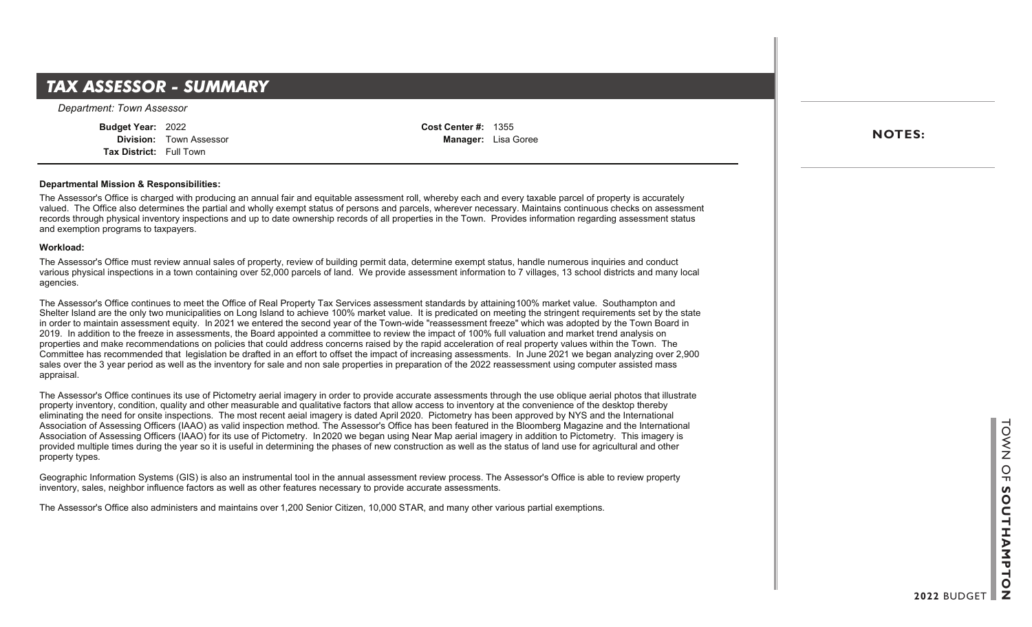# TAX ASSESSOR - SUMMARY

*Department: Town Assessor*

**Budget Year:** 2022
**Division:** Town Assessor
**Tax District:** Full Town

**Cost Center #:** 1355
**Manager:** Lisa Goree

**NOTES:**

**Departmental Mission & Responsibilities:**

The Assessor's Office is charged with producing an annual fair and equitable assessment roll, whereby each and every taxable parcel of property is accurately valued. The Office also determines the partial and wholly exempt status of persons and parcels, wherever necessary. Maintains continuous checks on assessment records through physical inventory inspections and up to date ownership records of all properties in the Town. Provides information regarding assessment status and exemption programs to taxpayers.

**Workload:**

The Assessor's Office must review annual sales of property, review of building permit data, determine exempt status, handle numerous inquiries and conduct various physical inspections in a town containing over 52,000 parcels of land. We provide assessment information to 7 villages, 13 school districts and many local agencies.

The Assessor's Office continues to meet the Office of Real Property Tax Services assessment standards by attaining 100% market value. Southampton and Shelter Island are the only two municipalities on Long Island to achieve 100% market value. It is predicated on meeting the stringent requirements set by the state in order to maintain assessment equity. In 2021 we entered the second year of the Town-wide "reassessment freeze" which was adopted by the Town Board in 2019. In addition to the freeze in assessments, the Board appointed a committee to review the impact of 100% full valuation and market trend analysis on properties and make recommendations on policies that could address concerns raised by the rapid acceleration of real property values within the Town. The Committee has recommended that legislation be drafted in an effort to offset the impact of increasing assessments. In June 2021 we began analyzing over 2,900 sales over the 3 year period as well as the inventory for sale and non sale properties in preparation of the 2022 reassessment using computer assisted mass appraisal.

The Assessor's Office continues its use of Pictometry aerial imagery in order to provide accurate assessments through the use oblique aerial photos that illustrate property inventory, condition, quality and other measurable and qualitative factors that allow access to inventory at the convenience of the desktop thereby eliminating the need for onsite inspections. The most recent aeial imagery is dated April 2020. Pictometry has been approved by NYS and the International Association of Assessing Officers (IAAO) as valid inspection method. The Assessor's Office has been featured in the Bloomberg Magazine and the International Association of Assessing Officers (IAAO) for its use of Pictometry. In 2020 we began using Near Map aerial imagery in addition to Pictometry. This imagery is provided multiple times during the year so it is useful in determining the phases of new construction as well as the status of land use for agricultural and other property types.

Geographic Information Systems (GIS) is also an instrumental tool in the annual assessment review process. The Assessor's Office is able to review property inventory, sales, neighbor influence factors as well as other features necessary to provide accurate assessments.

The Assessor's Office also administers and maintains over 1,200 Senior Citizen, 10,000 STAR, and many other various partial exemptions.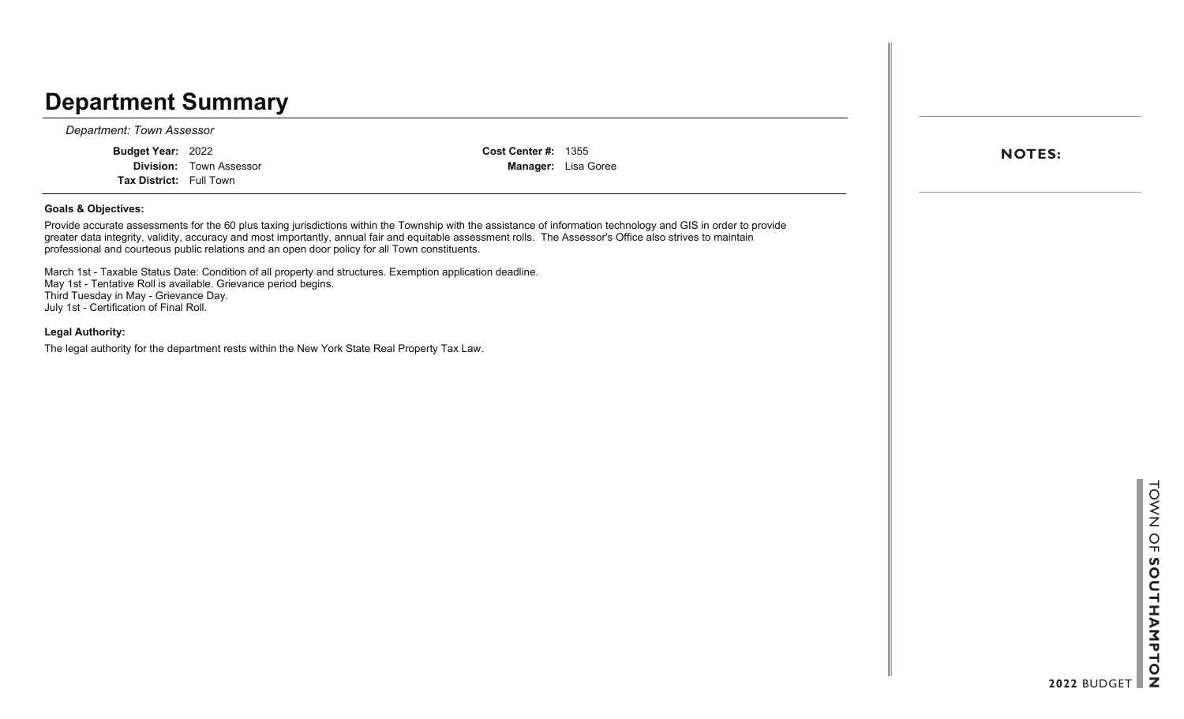# Department Summary

*Department: Town Assessor*

**Budget Year:** 2022
**Division:** Town Assessor
**Tax District:** Full Town

**Cost Center #:** 1355
**Manager:** Lisa Goree

**Goals & Objectives:**

Provide accurate assessments for the 60 plus taxing jurisdictions within the Township with the assistance of information technology and GIS in order to provide greater data integrity, validity, accuracy and most importantly, annual fair and equitable assessment rolls. The Assessor's Office also strives to maintain professional and courteous public relations and an open door policy for all Town constituents.

March 1st - Taxable Status Date: Condition of all property and structures. Exemption application deadline.
May 1st - Tentative Roll is available. Grievance period begins.
Third Tuesday in May - Grievance Day.
July 1st - Certification of Final Roll.

**Legal Authority:**

The legal authority for the department rests within the New York State Real Property Tax Law.

**NOTES:**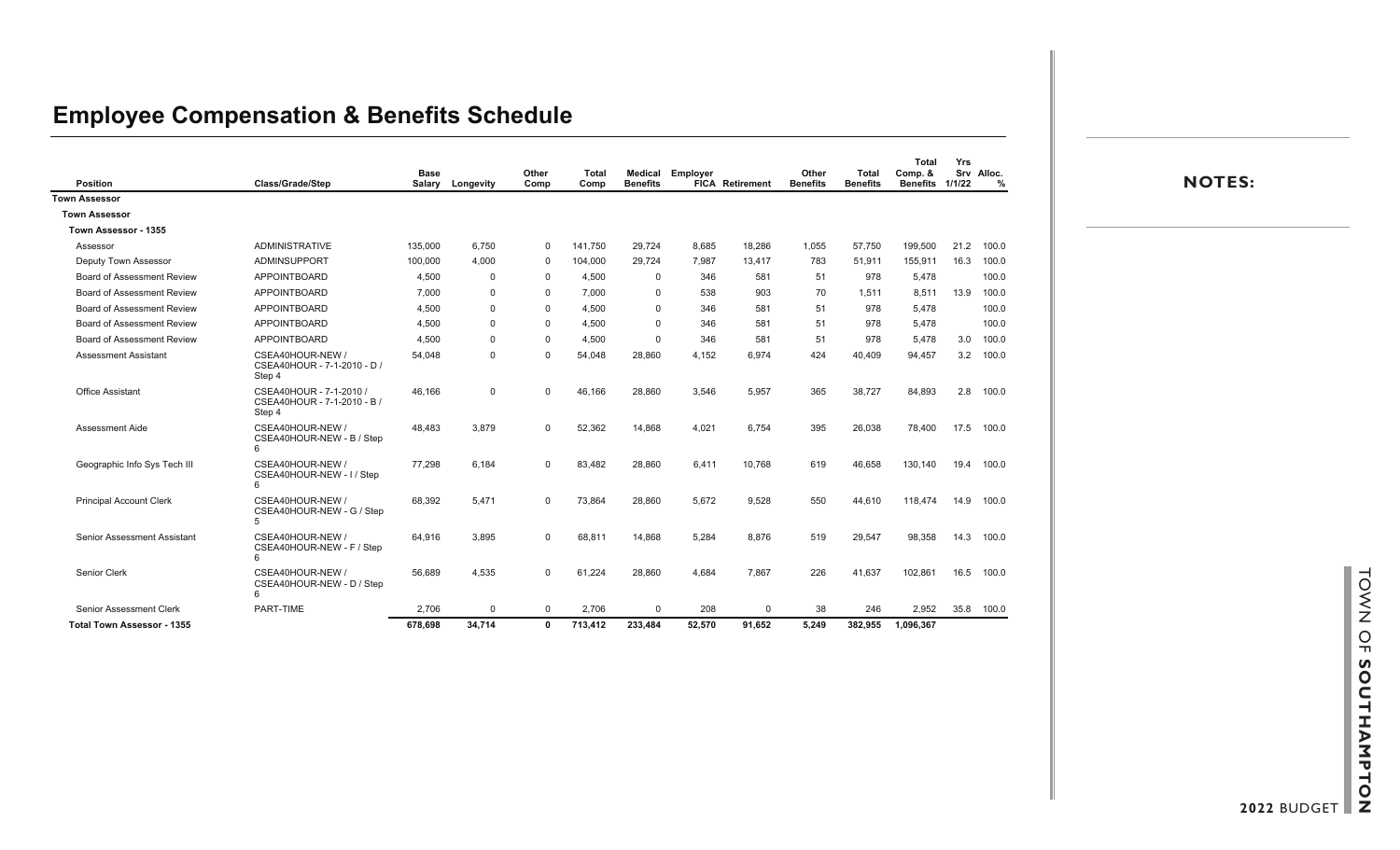# Employee Compensation & Benefits Schedule

| Position | Class/Grade/Step | Base Salary | Longevity | Other Comp | Total Comp | Medical Benefits | Employer FICA | Retirement | Other Benefits | Total Benefits | Total Comp. & Benefits | Yrs Srv 1/1/22 | Alloc. % |
|---|---|---|---|---|---|---|---|---|---|---|---|---|---|
| **Town Assessor** | | | | | | | | | | | | | |
| **Town Assessor** | | | | | | | | | | | | | |
| **Town Assessor - 1355** | | | | | | | | | | | | | |
| Assessor | ADMINISTRATIVE | 135,000 | 6,750 | 0 | 141,750 | 29,724 | 8,685 | 18,286 | 1,055 | 57,750 | 199,500 | 21.2 | 100.0 |
| Deputy Town Assessor | ADMINSUPPORT | 100,000 | 4,000 | 0 | 104,000 | 29,724 | 7,987 | 13,417 | 783 | 51,911 | 155,911 | 16.3 | 100.0 |
| Board of Assessment Review | APPOINTBOARD | 4,500 | 0 | 0 | 4,500 | 0 | 346 | 581 | 51 | 978 | 5,478 | | 100.0 |
| Board of Assessment Review | APPOINTBOARD | 7,000 | 0 | 0 | 7,000 | 0 | 538 | 903 | 70 | 1,511 | 8,511 | 13.9 | 100.0 |
| Board of Assessment Review | APPOINTBOARD | 4,500 | 0 | 0 | 4,500 | 0 | 346 | 581 | 51 | 978 | 5,478 | | 100.0 |
| Board of Assessment Review | APPOINTBOARD | 4,500 | 0 | 0 | 4,500 | 0 | 346 | 581 | 51 | 978 | 5,478 | | 100.0 |
| Board of Assessment Review | APPOINTBOARD | 4,500 | 0 | 0 | 4,500 | 0 | 346 | 581 | 51 | 978 | 5,478 | 3.0 | 100.0 |
| Assessment Assistant | CSEA40HOUR-NEW / CSEA40HOUR - 7-1-2010 - D / Step 4 | 54,048 | 0 | 0 | 54,048 | 28,860 | 4,152 | 6,974 | 424 | 40,409 | 94,457 | 3.2 | 100.0 |
| Office Assistant | CSEA40HOUR - 7-1-2010 / CSEA40HOUR - 7-1-2010 - B / Step 4 | 46,166 | 0 | 0 | 46,166 | 28,860 | 3,546 | 5,957 | 365 | 38,727 | 84,893 | 2.8 | 100.0 |
| Assessment Aide | CSEA40HOUR-NEW / CSEA40HOUR-NEW - B / Step 6 | 48,483 | 3,879 | 0 | 52,362 | 14,868 | 4,021 | 6,754 | 395 | 26,038 | 78,400 | 17.5 | 100.0 |
| Geographic Info Sys Tech III | CSEA40HOUR-NEW / CSEA40HOUR-NEW - I / Step 6 | 77,298 | 6,184 | 0 | 83,482 | 28,860 | 6,411 | 10,768 | 619 | 46,658 | 130,140 | 19.4 | 100.0 |
| Principal Account Clerk | CSEA40HOUR-NEW / CSEA40HOUR-NEW - G / Step 5 | 68,392 | 5,471 | 0 | 73,864 | 28,860 | 5,672 | 9,528 | 550 | 44,610 | 118,474 | 14.9 | 100.0 |
| Senior Assessment Assistant | CSEA40HOUR-NEW / CSEA40HOUR-NEW - F / Step 6 | 64,916 | 3,895 | 0 | 68,811 | 14,868 | 5,284 | 8,876 | 519 | 29,547 | 98,358 | 14.3 | 100.0 |
| Senior Clerk | CSEA40HOUR-NEW / CSEA40HOUR-NEW - D / Step 6 | 56,689 | 4,535 | 0 | 61,224 | 28,860 | 4,684 | 7,867 | 226 | 41,637 | 102,861 | 16.5 | 100.0 |
| Senior Assessment Clerk | PART-TIME | 2,706 | 0 | 0 | 2,706 | 0 | 208 | 0 | 38 | 246 | 2,952 | 35.8 | 100.0 |
| **Total Town Assessor - 1355** | | **678,698** | **34,714** | **0** | **713,412** | **233,484** | **52,570** | **91,652** | **5,249** | **382,955** | **1,096,367** | | |

**NOTES:**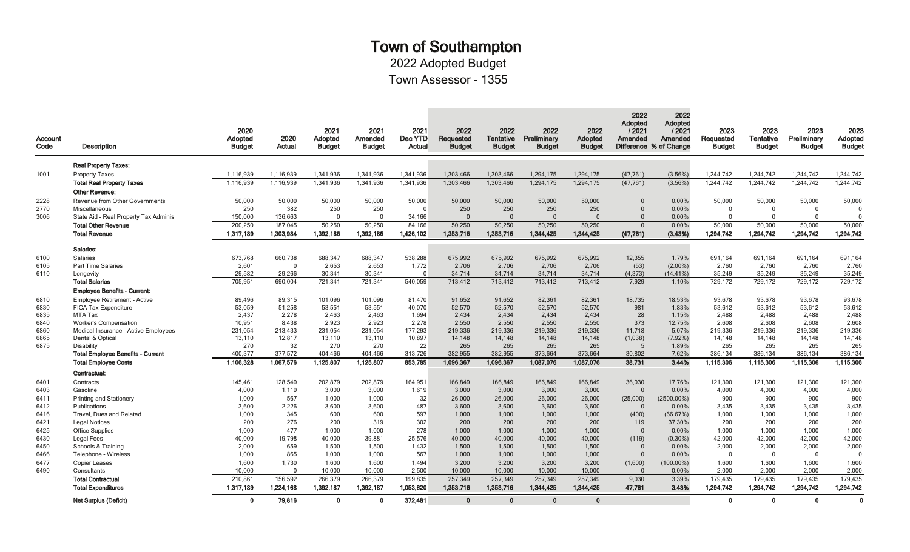# Town of Southampton

## 2022 Adopted Budget

## Town Assessor - 1355

| Account Code | Description | 2020 Adopted Budget | 2020 Actual | 2021 Adopted Budget | 2021 Amended Budget | 2021 Dec YTD Actual | 2022 Requested Budget | 2022 Tentative Budget | 2022 Preliminary Budget | 2022 Adopted Budget | 2022 Adopted / 2021 Amended Difference | 2022 Adopted / 2021 Amended % of Change | 2023 Requested Budget | 2023 Tentative Budget | 2023 Preliminary Budget | 2023 Adopted Budget |
|---|---|---|---|---|---|---|---|---|---|---|---|---|---|---|---|---|
| | **Real Property Taxes:** | | | | | | | | | | | | | | | |
| 1001 | Property Taxes | 1,116,939 | 1,116,939 | 1,341,936 | 1,341,936 | 1,341,936 | 1,303,466 | 1,303,466 | 1,294,175 | 1,294,175 | (47,761) | (3.56%) | 1,244,742 | 1,244,742 | 1,244,742 | 1,244,742 |
| | **Total Real Property Taxes** | 1,116,939 | 1,116,939 | 1,341,936 | 1,341,936 | 1,341,936 | 1,303,466 | 1,303,466 | 1,294,175 | 1,294,175 | (47,761) | (3.56%) | 1,244,742 | 1,244,742 | 1,244,742 | 1,244,742 |
| | **Other Revenue:** | | | | | | | | | | | | | | | |
| 2228 | Revenue from Other Governments | 50,000 | 50,000 | 50,000 | 50,000 | 50,000 | 50,000 | 50,000 | 50,000 | 50,000 | 0 | 0.00% | 50,000 | 50,000 | 50,000 | 50,000 |
| 2770 | Miscellaneous | 250 | 382 | 250 | 250 | 0 | 250 | 250 | 250 | 250 | 0 | 0.00% | 0 | 0 | 0 | 0 |
| 3006 | State Aid - Real Property Tax Adminis | 150,000 | 136,663 | 0 | 0 | 34,166 | 0 | 0 | 0 | 0 | 0 | 0.00% | 0 | 0 | 0 | 0 |
| | **Total Other Revenue** | 200,250 | 187,045 | 50,250 | 50,250 | 84,166 | 50,250 | 50,250 | 50,250 | 50,250 | 0 | 0.00% | 50,000 | 50,000 | 50,000 | 50,000 |
| | **Total Revenue** | **1,317,189** | **1,303,984** | **1,392,186** | **1,392,186** | **1,426,102** | **1,353,716** | **1,353,716** | **1,344,425** | **1,344,425** | **(47,761)** | **(3.43%)** | **1,294,742** | **1,294,742** | **1,294,742** | **1,294,742** |
| | **Salaries:** | | | | | | | | | | | | | | | |
| 6100 | Salaries | 673,768 | 660,738 | 688,347 | 688,347 | 538,288 | 675,992 | 675,992 | 675,992 | 675,992 | 12,355 | 1.79% | 691,164 | 691,164 | 691,164 | 691,164 |
| 6105 | Part Time Salaries | 2,601 | 0 | 2,653 | 2,653 | 1,772 | 2,706 | 2,706 | 2,706 | 2,706 | (53) | (2.00%) | 2,760 | 2,760 | 2,760 | 2,760 |
| 6110 | Longevity | 29,582 | 29,266 | 30,341 | 30,341 | 0 | 34,714 | 34,714 | 34,714 | 34,714 | (4,373) | (14.41%) | 35,249 | 35,249 | 35,249 | 35,249 |
| | **Total Salaries** | 705,951 | 690,004 | 721,341 | 721,341 | 540,059 | 713,412 | 713,412 | 713,412 | 713,412 | 7,929 | 1.10% | 729,172 | 729,172 | 729,172 | 729,172 |
| | **Employee Benefits - Current:** | | | | | | | | | | | | | | | |
| 6810 | Employee Retirement - Active | 89,496 | 89,315 | 101,096 | 101,096 | 81,470 | 91,652 | 91,652 | 82,361 | 82,361 | 18,735 | 18.53% | 93,678 | 93,678 | 93,678 | 93,678 |
| 6830 | FICA Tax Expenditure | 53,059 | 51,258 | 53,551 | 53,551 | 40,070 | 52,570 | 52,570 | 52,570 | 52,570 | 981 | 1.83% | 53,612 | 53,612 | 53,612 | 53,612 |
| 6835 | MTA Tax | 2,437 | 2,278 | 2,463 | 2,463 | 1,694 | 2,434 | 2,434 | 2,434 | 2,434 | 28 | 1.15% | 2,488 | 2,488 | 2,488 | 2,488 |
| 6840 | Worker's Compensation | 10,951 | 8,438 | 2,923 | 2,923 | 2,278 | 2,550 | 2,550 | 2,550 | 2,550 | 373 | 12.75% | 2,608 | 2,608 | 2,608 | 2,608 |
| 6860 | Medical Insurance - Active Employees | 231,054 | 213,433 | 231,054 | 231,054 | 177,293 | 219,336 | 219,336 | 219,336 | 219,336 | 11,718 | 5.07% | 219,336 | 219,336 | 219,336 | 219,336 |
| 6865 | Dental & Optical | 13,110 | 12,817 | 13,110 | 13,110 | 10,897 | 14,148 | 14,148 | 14,148 | 14,148 | (1,038) | (7.92%) | 14,148 | 14,148 | 14,148 | 14,148 |
| 6875 | Disability | 270 | 32 | 270 | 270 | 22 | 265 | 265 | 265 | 265 | 5 | 1.89% | 265 | 265 | 265 | 265 |
| | **Total Employee Benefits - Current** | 400,377 | 377,572 | 404,466 | 404,466 | 313,726 | 382,955 | 382,955 | 373,664 | 373,664 | 30,802 | 7.62% | 386,134 | 386,134 | 386,134 | 386,134 |
| | **Total Employee Costs** | **1,106,328** | **1,067,576** | **1,125,807** | **1,125,807** | **853,785** | **1,096,367** | **1,096,367** | **1,087,076** | **1,087,076** | **38,731** | **3.44%** | **1,115,306** | **1,115,306** | **1,115,306** | **1,115,306** |
| | **Contractual:** | | | | | | | | | | | | | | | |
| 6401 | Contracts | 145,461 | 128,540 | 202,879 | 202,879 | 164,951 | 166,849 | 166,849 | 166,849 | 166,849 | 36,030 | 17.76% | 121,300 | 121,300 | 121,300 | 121,300 |
| 6403 | Gasoline | 4,000 | 1,110 | 3,000 | 3,000 | 1,619 | 3,000 | 3,000 | 3,000 | 3,000 | 0 | 0.00% | 4,000 | 4,000 | 4,000 | 4,000 |
| 6411 | Printing and Stationery | 1,000 | 567 | 1,000 | 1,000 | 32 | 26,000 | 26,000 | 26,000 | 26,000 | (25,000) | (2500.00%) | 900 | 900 | 900 | 900 |
| 6412 | Publications | 3,600 | 2,226 | 3,600 | 3,600 | 487 | 3,600 | 3,600 | 3,600 | 3,600 | 0 | 0.00% | 3,435 | 3,435 | 3,435 | 3,435 |
| 6416 | Travel, Dues and Related | 1,000 | 345 | 600 | 600 | 597 | 1,000 | 1,000 | 1,000 | 1,000 | (400) | (66.67%) | 1,000 | 1,000 | 1,000 | 1,000 |
| 6421 | Legal Notices | 200 | 276 | 200 | 319 | 302 | 200 | 200 | 200 | 200 | 119 | 37.30% | 200 | 200 | 200 | 200 |
| 6425 | Office Supplies | 1,000 | 477 | 1,000 | 1,000 | 278 | 1,000 | 1,000 | 1,000 | 1,000 | 0 | 0.00% | 1,000 | 1,000 | 1,000 | 1,000 |
| 6430 | Legal Fees | 40,000 | 19,798 | 40,000 | 39,881 | 25,576 | 40,000 | 40,000 | 40,000 | 40,000 | (119) | (0.30%) | 42,000 | 42,000 | 42,000 | 42,000 |
| 6450 | Schools & Training | 2,000 | 659 | 1,500 | 1,500 | 1,432 | 1,500 | 1,500 | 1,500 | 1,500 | 0 | 0.00% | 2,000 | 2,000 | 2,000 | 2,000 |
| 6466 | Telephone - Wireless | 1,000 | 865 | 1,000 | 1,000 | 567 | 1,000 | 1,000 | 1,000 | 1,000 | 0 | 0.00% | 0 | 0 | 0 | 0 |
| 6477 | Copier Leases | 1,600 | 1,730 | 1,600 | 1,600 | 1,494 | 3,200 | 3,200 | 3,200 | 3,200 | (1,600) | (100.00%) | 1,600 | 1,600 | 1,600 | 1,600 |
| 6490 | Consultants | 10,000 | 0 | 10,000 | 10,000 | 2,500 | 10,000 | 10,000 | 10,000 | 10,000 | 0 | 0.00% | 2,000 | 2,000 | 2,000 | 2,000 |
| | **Total Contractual** | 210,861 | 156,592 | 266,379 | 266,379 | 199,835 | 257,349 | 257,349 | 257,349 | 257,349 | 9,030 | 3.39% | 179,435 | 179,435 | 179,435 | 179,435 |
| | **Total Expenditures** | **1,317,189** | **1,224,168** | **1,392,187** | **1,392,187** | **1,053,620** | **1,353,716** | **1,353,716** | **1,344,425** | **1,344,425** | **47,761** | **3.43%** | **1,294,742** | **1,294,742** | **1,294,742** | **1,294,742** |
| | **Net Surplus (Deficit)** | **0** | **79,816** | **0** | **0** | **372,481** | **0** | **0** | **0** | **0** | | | **0** | **0** | **0** | **0** |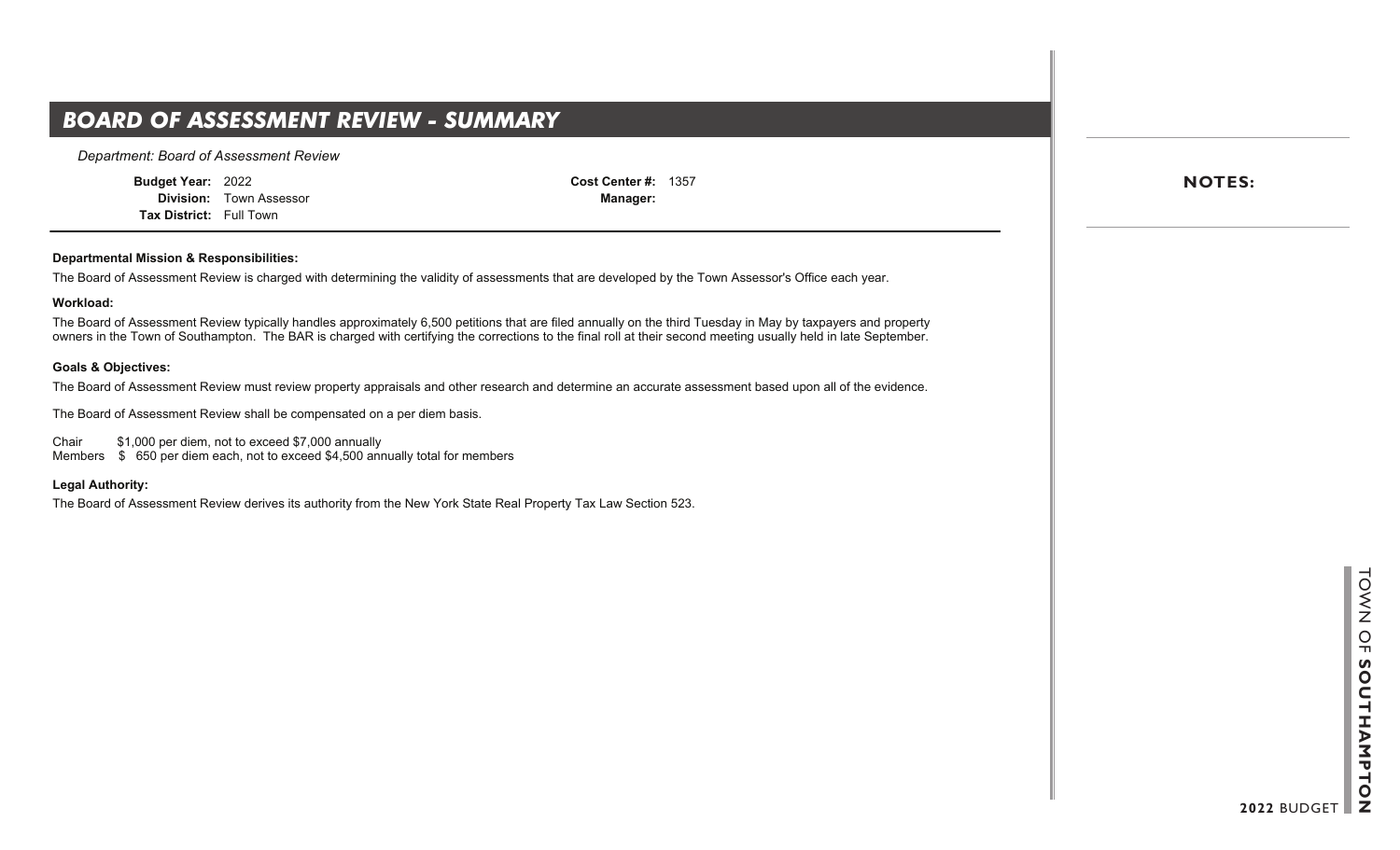# BOARD OF ASSESSMENT REVIEW - SUMMARY

*Department: Board of Assessment Review*

**Budget Year:** 2022
**Division:** Town Assessor
**Tax District:** Full Town

**Cost Center #:** 1357
**Manager:**

**Departmental Mission & Responsibilities:**

The Board of Assessment Review is charged with determining the validity of assessments that are developed by the Town Assessor's Office each year.

**Workload:**

The Board of Assessment Review typically handles approximately 6,500 petitions that are filed annually on the third Tuesday in May by taxpayers and property owners in the Town of Southampton. The BAR is charged with certifying the corrections to the final roll at their second meeting usually held in late September.

**Goals & Objectives:**

The Board of Assessment Review must review property appraisals and other research and determine an accurate assessment based upon all of the evidence.

The Board of Assessment Review shall be compensated on a per diem basis.

Chair $1,000 per diem, not to exceed $7,000 annually
Members $ 650 per diem each, not to exceed $4,500 annually total for members

**Legal Authority:**

The Board of Assessment Review derives its authority from the New York State Real Property Tax Law Section 523.

**NOTES:**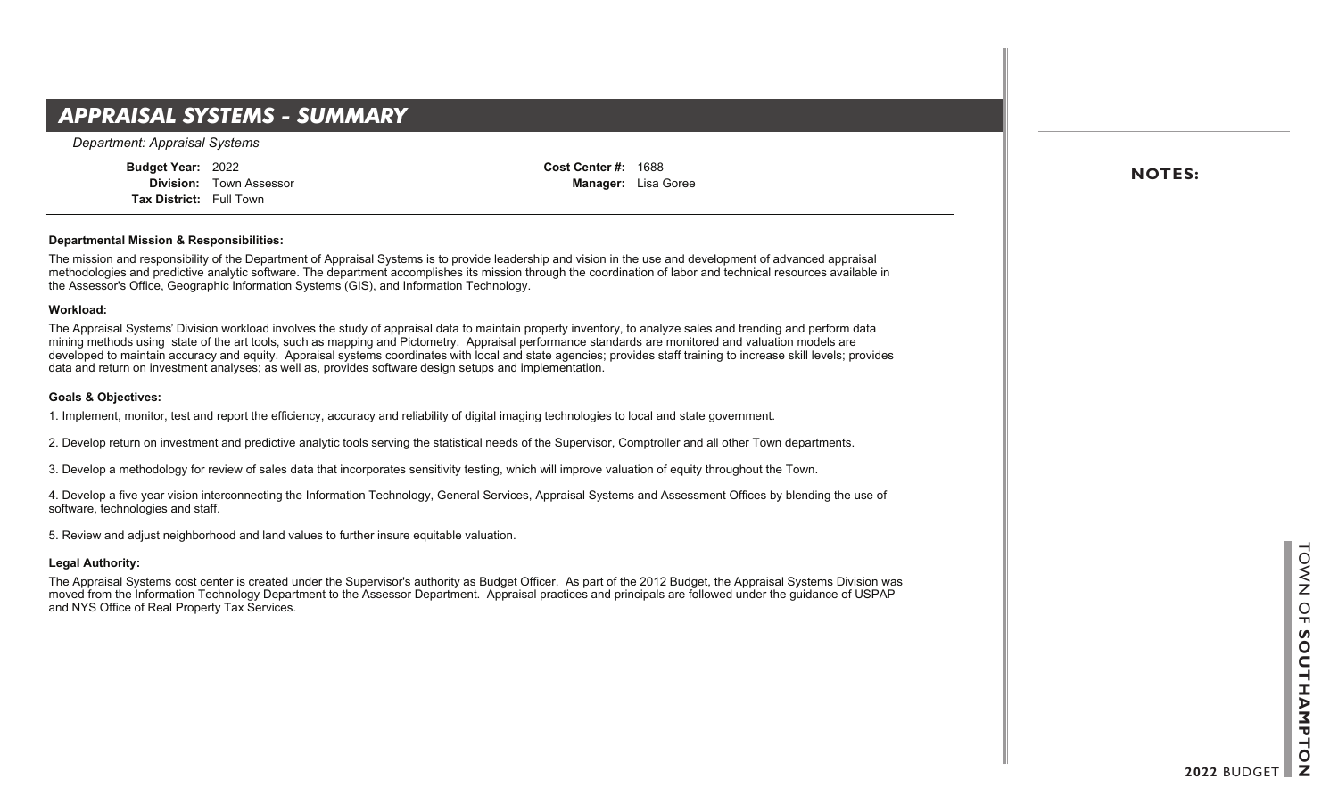# APPRAISAL SYSTEMS - SUMMARY

*Department: Appraisal Systems*

**Budget Year:** 2022
**Division:** Town Assessor
**Tax District:** Full Town

**Cost Center #:** 1688
**Manager:** Lisa Goree

**NOTES:**

---

**Departmental Mission & Responsibilities:**

The mission and responsibility of the Department of Appraisal Systems is to provide leadership and vision in the use and development of advanced appraisal methodologies and predictive analytic software. The department accomplishes its mission through the coordination of labor and technical resources available in the Assessor's Office, Geographic Information Systems (GIS), and Information Technology.

**Workload:**

The Appraisal Systems' Division workload involves the study of appraisal data to maintain property inventory, to analyze sales and trending and perform data mining methods using state of the art tools, such as mapping and Pictometry. Appraisal performance standards are monitored and valuation models are developed to maintain accuracy and equity. Appraisal systems coordinates with local and state agencies; provides staff training to increase skill levels; provides data and return on investment analyses; as well as, provides software design setups and implementation.

**Goals & Objectives:**

1. Implement, monitor, test and report the efficiency, accuracy and reliability of digital imaging technologies to local and state government.

2. Develop return on investment and predictive analytic tools serving the statistical needs of the Supervisor, Comptroller and all other Town departments.

3. Develop a methodology for review of sales data that incorporates sensitivity testing, which will improve valuation of equity throughout the Town.

4. Develop a five year vision interconnecting the Information Technology, General Services, Appraisal Systems and Assessment Offices by blending the use of software, technologies and staff.

5. Review and adjust neighborhood and land values to further insure equitable valuation.

**Legal Authority:**

The Appraisal Systems cost center is created under the Supervisor's authority as Budget Officer. As part of the 2012 Budget, the Appraisal Systems Division was moved from the Information Technology Department to the Assessor Department. Appraisal practices and principals are followed under the guidance of USPAP and NYS Office of Real Property Tax Services.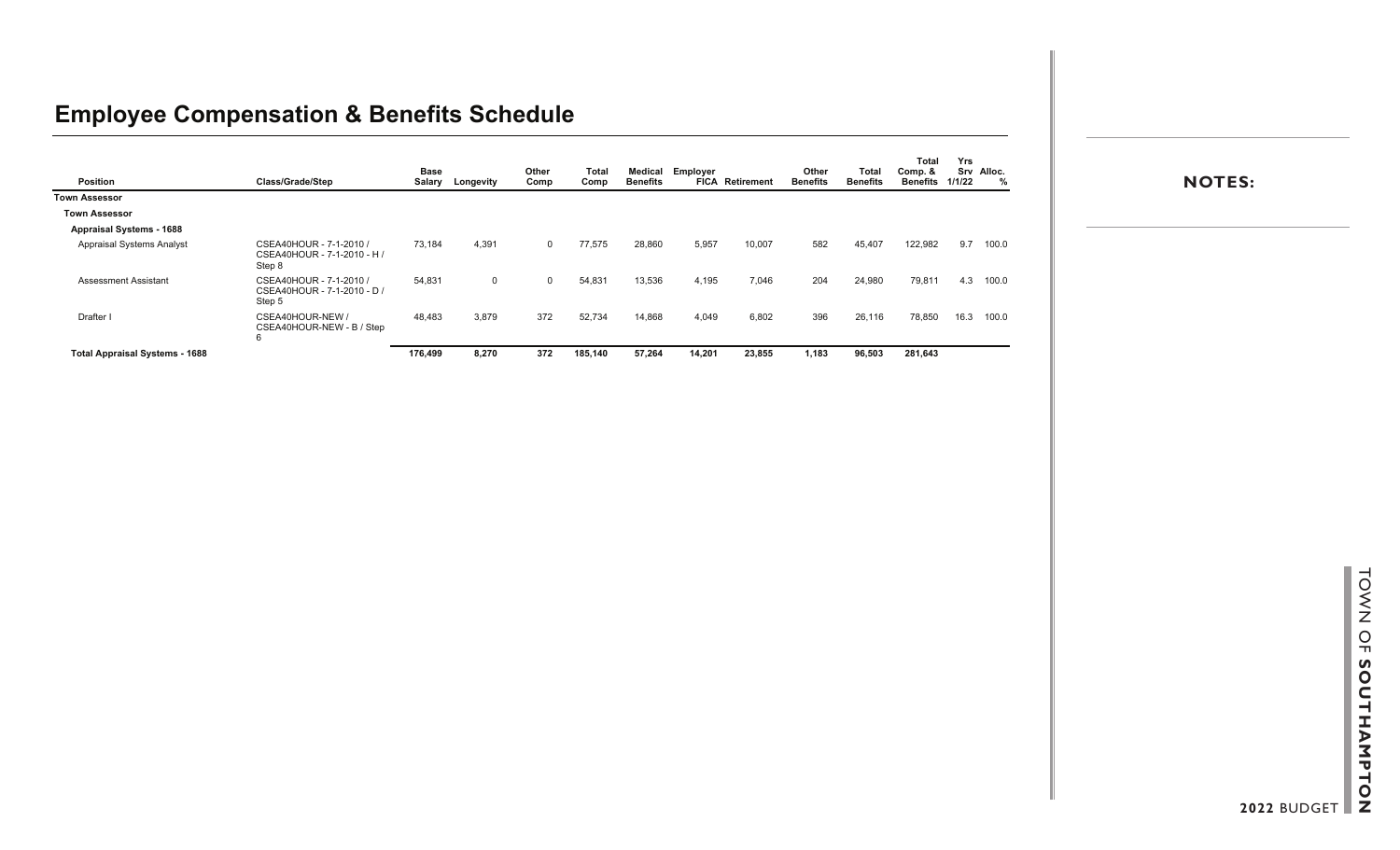# Employee Compensation & Benefits Schedule

| Position | Class/Grade/Step | Base Salary | Longevity | Other Comp | Total Comp | Medical Benefits | Employer FICA | Retirement | Other Benefits | Total Benefits | Total Comp. & Benefits | Yrs Srv 1/1/22 | Alloc. % |
|---|---|---|---|---|---|---|---|---|---|---|---|---|---|
| **Town Assessor** | | | | | | | | | | | | | |
| **Town Assessor** | | | | | | | | | | | | | |
| **Appraisal Systems - 1688** | | | | | | | | | | | | | |
| Appraisal Systems Analyst | CSEA40HOUR - 7-1-2010 / CSEA40HOUR - 7-1-2010 - H / Step 8 | 73,184 | 4,391 | 0 | 77,575 | 28,860 | 5,957 | 10,007 | 582 | 45,407 | 122,982 | 9.7 | 100.0 |
| Assessment Assistant | CSEA40HOUR - 7-1-2010 / CSEA40HOUR - 7-1-2010 - D / Step 5 | 54,831 | 0 | 0 | 54,831 | 13,536 | 4,195 | 7,046 | 204 | 24,980 | 79,811 | 4.3 | 100.0 |
| Drafter I | CSEA40HOUR-NEW / CSEA40HOUR-NEW - B / Step 6 | 48,483 | 3,879 | 372 | 52,734 | 14,868 | 4,049 | 6,802 | 396 | 26,116 | 78,850 | 16.3 | 100.0 |
| **Total Appraisal Systems - 1688** | | **176,499** | **8,270** | **372** | **185,140** | **57,264** | **14,201** | **23,855** | **1,183** | **96,503** | **281,643** | | |

**NOTES:**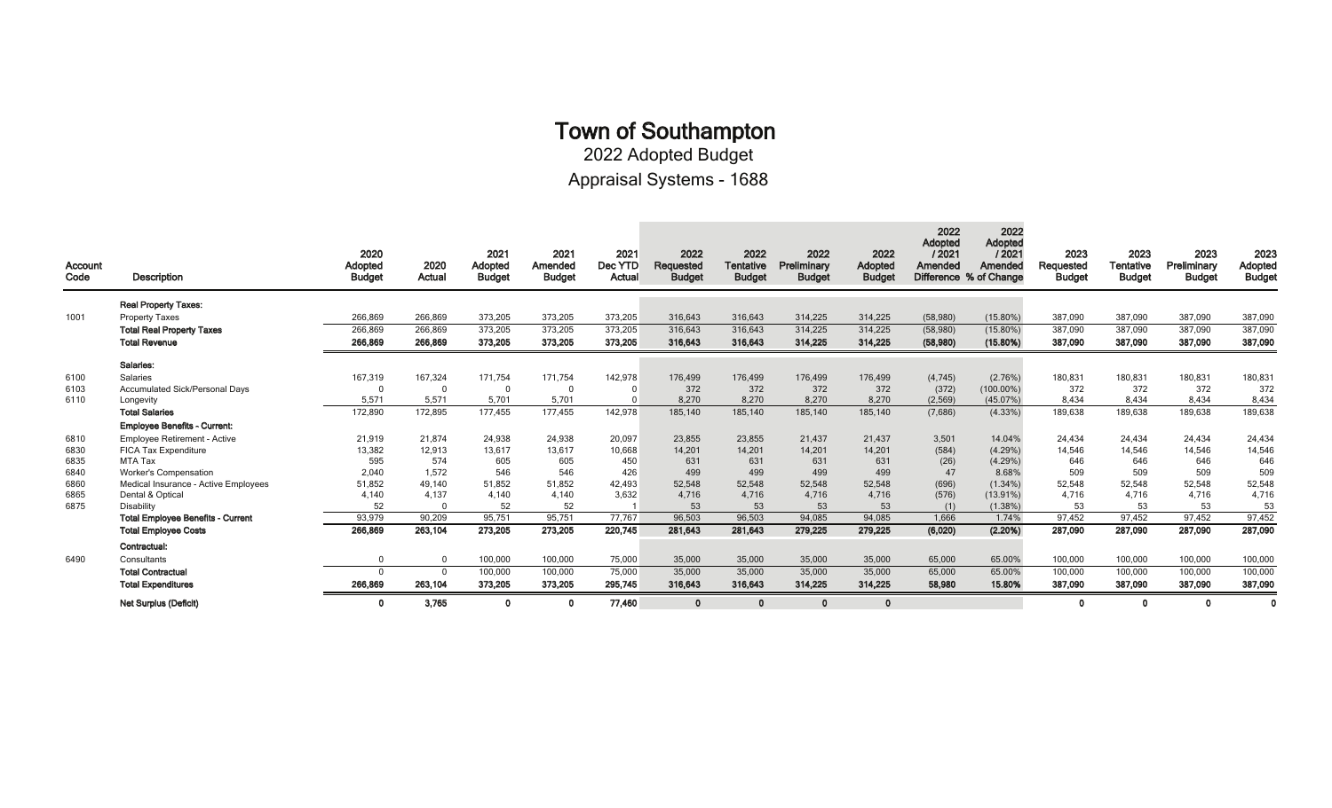# Town of Southampton

2022 Adopted Budget

Appraisal Systems - 1688

| Account Code | Description | 2020 Adopted Budget | 2020 Actual | 2021 Adopted Budget | 2021 Amended Budget | 2021 Dec YTD Actual | 2022 Requested Budget | 2022 Tentative Budget | 2022 Preliminary Budget | 2022 Adopted Budget | 2022 Adopted / 2021 Amended Difference | 2022 Adopted / 2021 Amended % of Change | 2023 Requested Budget | 2023 Tentative Budget | 2023 Preliminary Budget | 2023 Adopted Budget |
|---|---|---|---|---|---|---|---|---|---|---|---|---|---|---|---|---|
| | **Real Property Taxes:** | | | | | | | | | | | | | | | |
| 1001 | Property Taxes | 266,869 | 266,869 | 373,205 | 373,205 | 373,205 | 316,643 | 316,643 | 314,225 | 314,225 | (58,980) | (15.80%) | 387,090 | 387,090 | 387,090 | 387,090 |
| | **Total Real Property Taxes** | 266,869 | 266,869 | 373,205 | 373,205 | 373,205 | 316,643 | 316,643 | 314,225 | 314,225 | (58,980) | (15.80%) | 387,090 | 387,090 | 387,090 | 387,090 |
| | **Total Revenue** | **266,869** | **266,869** | **373,205** | **373,205** | **373,205** | **316,643** | **316,643** | **314,225** | **314,225** | **(58,980)** | **(15.80%)** | **387,090** | **387,090** | **387,090** | **387,090** |
| | **Salaries:** | | | | | | | | | | | | | | | |
| 6100 | Salaries | 167,319 | 167,324 | 171,754 | 171,754 | 142,978 | 176,499 | 176,499 | 176,499 | 176,499 | (4,745) | (2.76%) | 180,831 | 180,831 | 180,831 | 180,831 |
| 6103 | Accumulated Sick/Personal Days | 0 | 0 | 0 | 0 | 0 | 372 | 372 | 372 | 372 | (372) | (100.00%) | 372 | 372 | 372 | 372 |
| 6110 | Longevity | 5,571 | 5,571 | 5,701 | 5,701 | 0 | 8,270 | 8,270 | 8,270 | 8,270 | (2,569) | (45.07%) | 8,434 | 8,434 | 8,434 | 8,434 |
| | **Total Salaries** | 172,890 | 172,895 | 177,455 | 177,455 | 142,978 | 185,140 | 185,140 | 185,140 | 185,140 | (7,686) | (4.33%) | 189,638 | 189,638 | 189,638 | 189,638 |
| | **Employee Benefits - Current:** | | | | | | | | | | | | | | | |
| 6810 | Employee Retirement - Active | 21,919 | 21,874 | 24,938 | 24,938 | 20,097 | 23,855 | 23,855 | 21,437 | 21,437 | 3,501 | 14.04% | 24,434 | 24,434 | 24,434 | 24,434 |
| 6830 | FICA Tax Expenditure | 13,382 | 12,913 | 13,617 | 13,617 | 10,668 | 14,201 | 14,201 | 14,201 | 14,201 | (584) | (4.29%) | 14,546 | 14,546 | 14,546 | 14,546 |
| 6835 | MTA Tax | 595 | 574 | 605 | 605 | 450 | 631 | 631 | 631 | 631 | (26) | (4.29%) | 646 | 646 | 646 | 646 |
| 6840 | Worker's Compensation | 2,040 | 1,572 | 546 | 546 | 426 | 499 | 499 | 499 | 499 | 47 | 8.68% | 509 | 509 | 509 | 509 |
| 6860 | Medical Insurance - Active Employees | 51,852 | 49,140 | 51,852 | 51,852 | 42,493 | 52,548 | 52,548 | 52,548 | 52,548 | (696) | (1.34%) | 52,548 | 52,548 | 52,548 | 52,548 |
| 6865 | Dental & Optical | 4,140 | 4,137 | 4,140 | 4,140 | 3,632 | 4,716 | 4,716 | 4,716 | 4,716 | (576) | (13.91%) | 4,716 | 4,716 | 4,716 | 4,716 |
| 6875 | Disability | 52 | 0 | 52 | 52 | 1 | 53 | 53 | 53 | 53 | (1) | (1.38%) | 53 | 53 | 53 | 53 |
| | **Total Employee Benefits - Current** | 93,979 | 90,209 | 95,751 | 95,751 | 77,767 | 96,503 | 96,503 | 94,085 | 94,085 | 1,666 | 1.74% | 97,452 | 97,452 | 97,452 | 97,452 |
| | **Total Employee Costs** | **266,869** | **263,104** | **273,205** | **273,205** | **220,745** | **281,643** | **281,643** | **279,225** | **279,225** | **(6,020)** | **(2.20%)** | **287,090** | **287,090** | **287,090** | **287,090** |
| | **Contractual:** | | | | | | | | | | | | | | | |
| 6490 | Consultants | 0 | 0 | 100,000 | 100,000 | 75,000 | 35,000 | 35,000 | 35,000 | 35,000 | 65,000 | 65.00% | 100,000 | 100,000 | 100,000 | 100,000 |
| | **Total Contractual** | 0 | 0 | 100,000 | 100,000 | 75,000 | 35,000 | 35,000 | 35,000 | 35,000 | 65,000 | 65.00% | 100,000 | 100,000 | 100,000 | 100,000 |
| | **Total Expenditures** | **266,869** | **263,104** | **373,205** | **373,205** | **295,745** | **316,643** | **316,643** | **314,225** | **314,225** | **58,980** | **15.80%** | **387,090** | **387,090** | **387,090** | **387,090** |
| | **Net Surplus (Deficit)** | **0** | **3,765** | **0** | **0** | **77,460** | **0** | **0** | **0** | **0** | | | **0** | **0** | **0** | **0** |